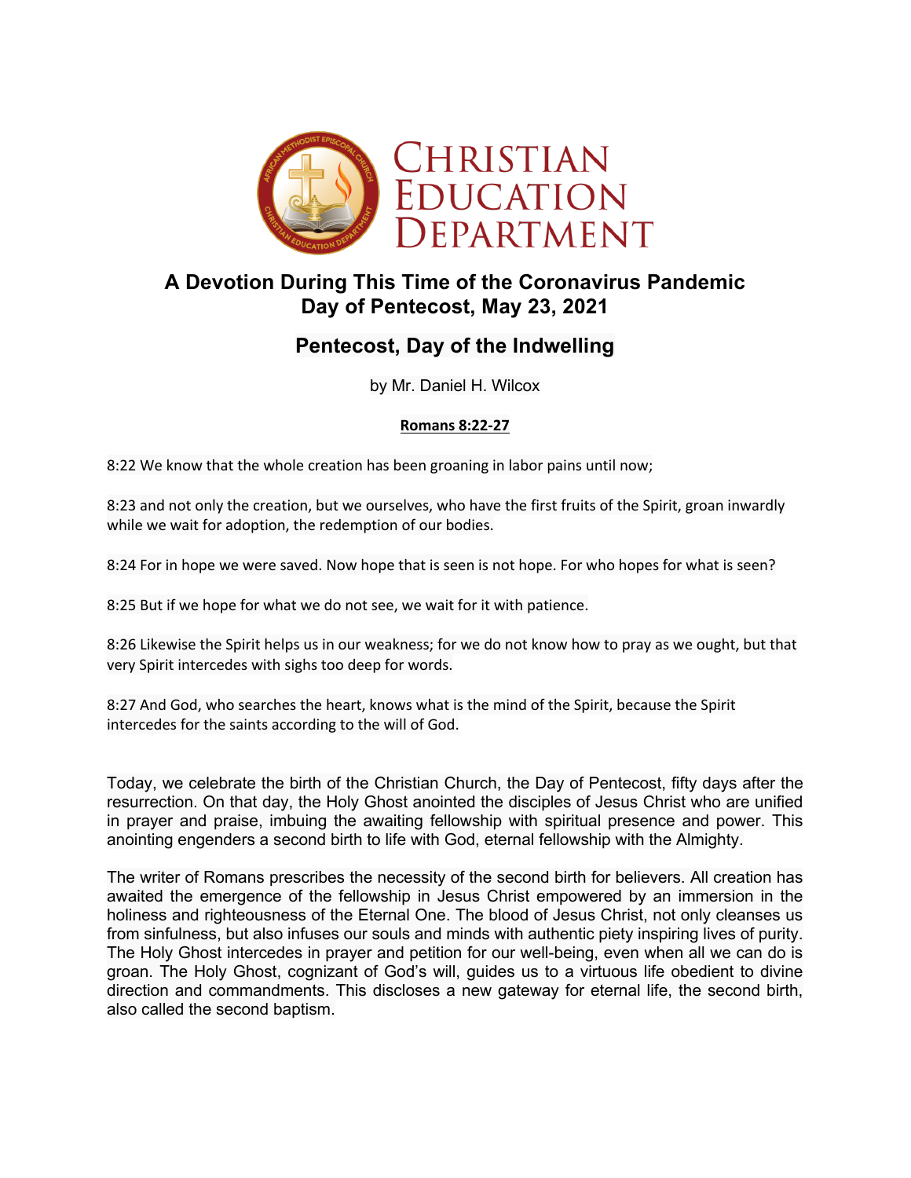Christian Education Department

# A Devotion During This Time of the Coronavirus Pandemic
# Day of Pentecost, May 23, 2021

## Pentecost, Day of the Indwelling

by Mr. Daniel H. Wilcox

**Romans 8:22-27**

8:22 We know that the whole creation has been groaning in labor pains until now;

8:23 and not only the creation, but we ourselves, who have the first fruits of the Spirit, groan inwardly while we wait for adoption, the redemption of our bodies.

8:24 For in hope we were saved. Now hope that is seen is not hope. For who hopes for what is seen?

8:25 But if we hope for what we do not see, we wait for it with patience.

8:26 Likewise the Spirit helps us in our weakness; for we do not know how to pray as we ought, but that very Spirit intercedes with sighs too deep for words.

8:27 And God, who searches the heart, knows what is the mind of the Spirit, because the Spirit intercedes for the saints according to the will of God.

Today, we celebrate the birth of the Christian Church, the Day of Pentecost, fifty days after the resurrection. On that day, the Holy Ghost anointed the disciples of Jesus Christ who are unified in prayer and praise, imbuing the awaiting fellowship with spiritual presence and power. This anointing engenders a second birth to life with God, eternal fellowship with the Almighty.

The writer of Romans prescribes the necessity of the second birth for believers. All creation has awaited the emergence of the fellowship in Jesus Christ empowered by an immersion in the holiness and righteousness of the Eternal One. The blood of Jesus Christ, not only cleanses us from sinfulness, but also infuses our souls and minds with authentic piety inspiring lives of purity. The Holy Ghost intercedes in prayer and petition for our well-being, even when all we can do is groan. The Holy Ghost, cognizant of God's will, guides us to a virtuous life obedient to divine direction and commandments. This discloses a new gateway for eternal life, the second birth, also called the second baptism.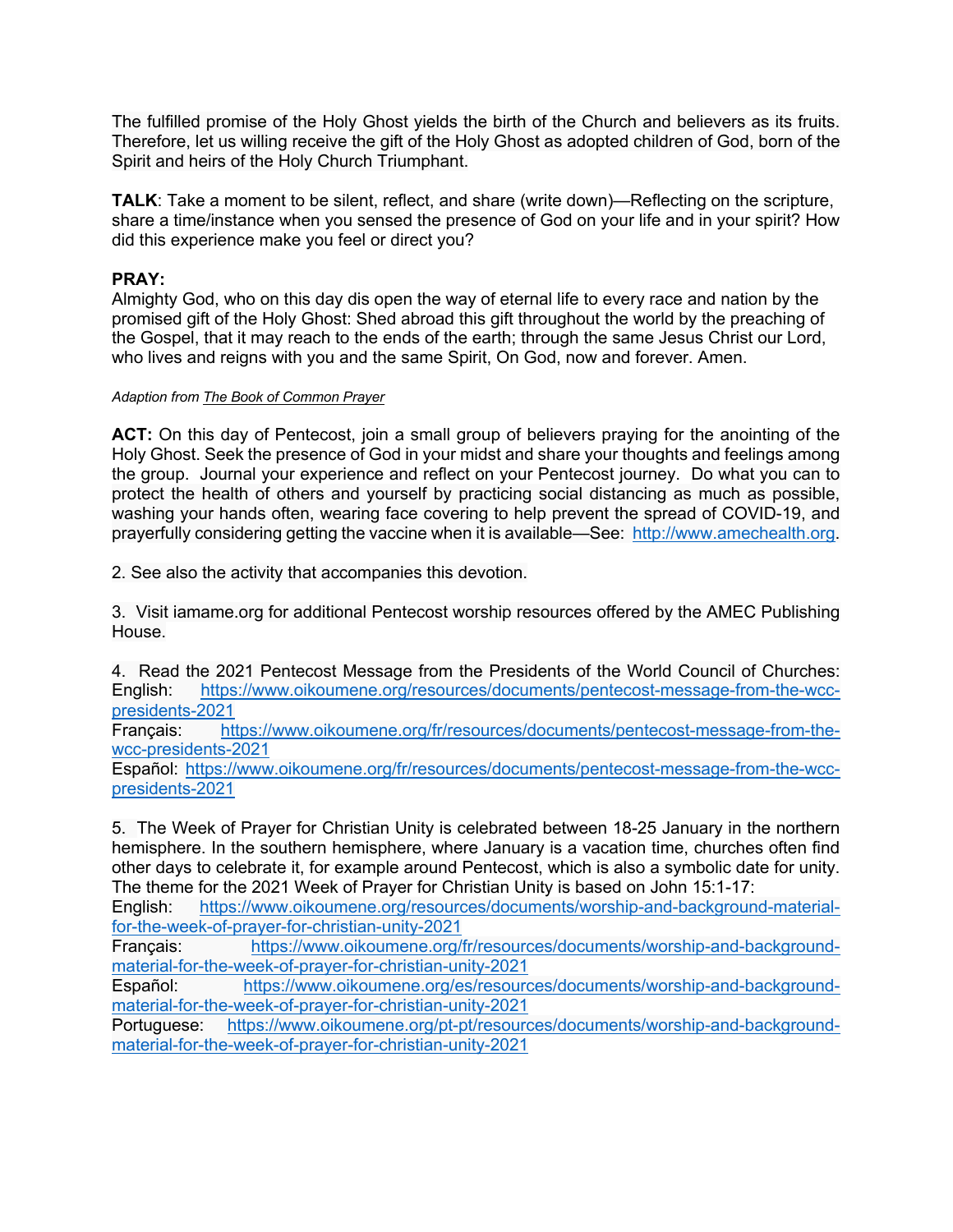The fulfilled promise of the Holy Ghost yields the birth of the Church and believers as its fruits. Therefore, let us willing receive the gift of the Holy Ghost as adopted children of God, born of the Spirit and heirs of the Holy Church Triumphant.

**TALK**: Take a moment to be silent, reflect, and share (write down)—Reflecting on the scripture, share a time/instance when you sensed the presence of God on your life and in your spirit? How did this experience make you feel or direct you?

**PRAY:**
Almighty God, who on this day dis open the way of eternal life to every race and nation by the promised gift of the Holy Ghost: Shed abroad this gift throughout the world by the preaching of the Gospel, that it may reach to the ends of the earth; through the same Jesus Christ our Lord, who lives and reigns with you and the same Spirit, On God, now and forever. Amen.

*Adaption from The Book of Common Prayer*

**ACT:** On this day of Pentecost, join a small group of believers praying for the anointing of the Holy Ghost. Seek the presence of God in your midst and share your thoughts and feelings among the group. Journal your experience and reflect on your Pentecost journey. Do what you can to protect the health of others and yourself by practicing social distancing as much as possible, washing your hands often, wearing face covering to help prevent the spread of COVID-19, and prayerfully considering getting the vaccine when it is available—See: http://www.amechealth.org.

2. See also the activity that accompanies this devotion.

3. Visit iamame.org for additional Pentecost worship resources offered by the AMEC Publishing House.

4. Read the 2021 Pentecost Message from the Presidents of the World Council of Churches:
English: https://www.oikoumene.org/resources/documents/pentecost-message-from-the-wcc-presidents-2021
Français: https://www.oikoumene.org/fr/resources/documents/pentecost-message-from-the-wcc-presidents-2021
Español: https://www.oikoumene.org/fr/resources/documents/pentecost-message-from-the-wcc-presidents-2021

5. The Week of Prayer for Christian Unity is celebrated between 18-25 January in the northern hemisphere. In the southern hemisphere, where January is a vacation time, churches often find other days to celebrate it, for example around Pentecost, which is also a symbolic date for unity. The theme for the 2021 Week of Prayer for Christian Unity is based on John 15:1-17:
English: https://www.oikoumene.org/resources/documents/worship-and-background-material-for-the-week-of-prayer-for-christian-unity-2021
Français: https://www.oikoumene.org/fr/resources/documents/worship-and-background-material-for-the-week-of-prayer-for-christian-unity-2021
Español: https://www.oikoumene.org/es/resources/documents/worship-and-background-material-for-the-week-of-prayer-for-christian-unity-2021
Portuguese: https://www.oikoumene.org/pt-pt/resources/documents/worship-and-background-material-for-the-week-of-prayer-for-christian-unity-2021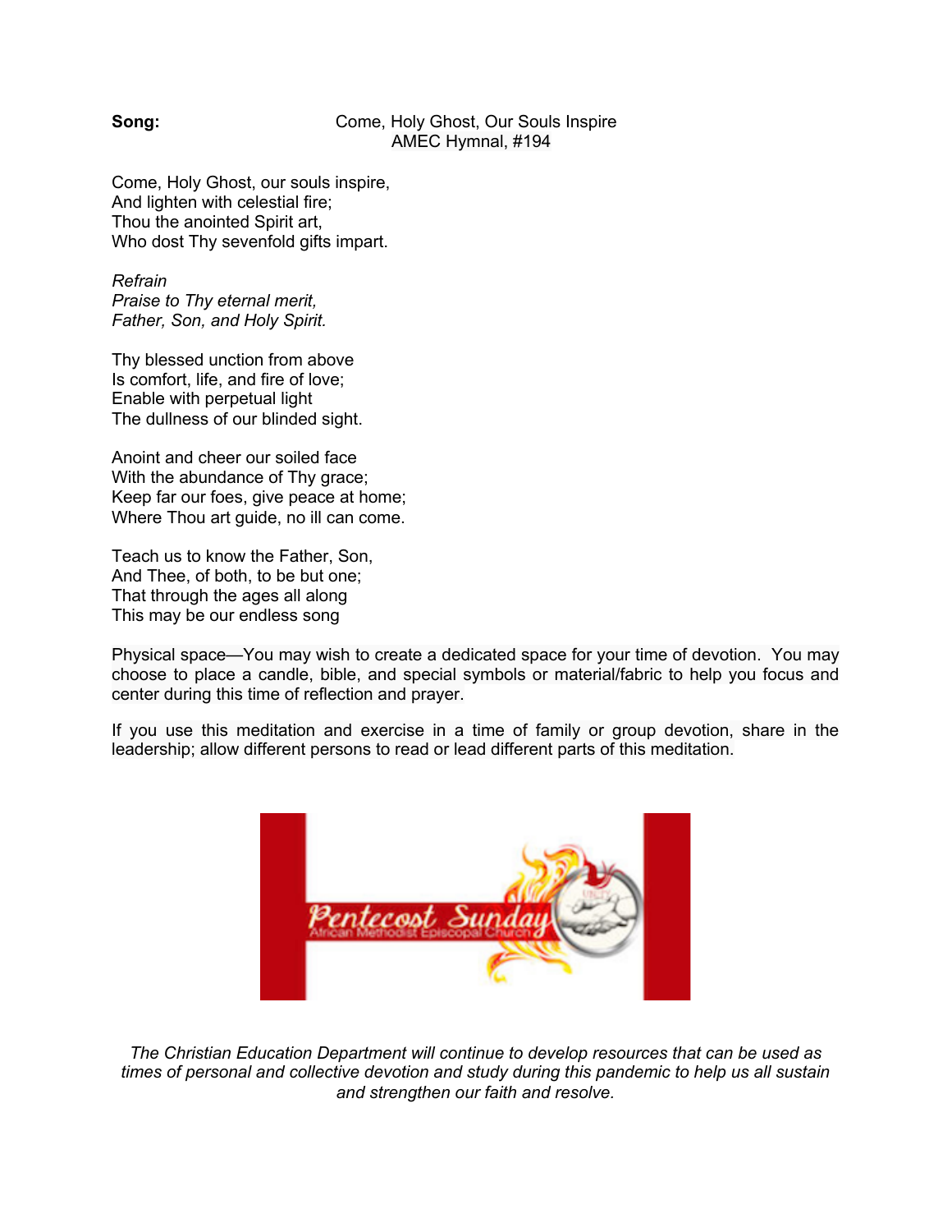**Song:** Come, Holy Ghost, Our Souls Inspire
AMEC Hymnal, #194

Come, Holy Ghost, our souls inspire,
And lighten with celestial fire;
Thou the anointed Spirit art,
Who dost Thy sevenfold gifts impart.

*Refrain*
*Praise to Thy eternal merit,*
*Father, Son, and Holy Spirit.*

Thy blessed unction from above
Is comfort, life, and fire of love;
Enable with perpetual light
The dullness of our blinded sight.

Anoint and cheer our soiled face
With the abundance of Thy grace;
Keep far our foes, give peace at home;
Where Thou art guide, no ill can come.

Teach us to know the Father, Son,
And Thee, of both, to be but one;
That through the ages all along
This may be our endless song

Physical space—You may wish to create a dedicated space for your time of devotion. You may choose to place a candle, bible, and special symbols or material/fabric to help you focus and center during this time of reflection and prayer.

If you use this meditation and exercise in a time of family or group devotion, share in the leadership; allow different persons to read or lead different parts of this meditation.

Pentecost Sunday
African Methodist Episcopal Church

*The Christian Education Department will continue to develop resources that can be used as times of personal and collective devotion and study during this pandemic to help us all sustain and strengthen our faith and resolve.*